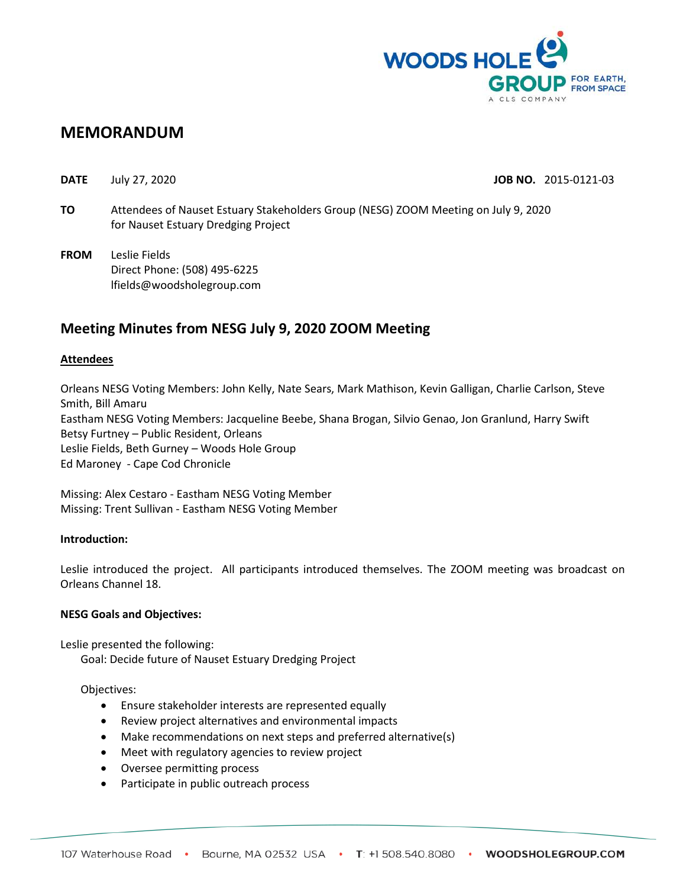# MEMORANDUM

**DATE** July 27, 2020 **JOB NO.** 2015-0121-03

**TO** Attendees of Nauset Estuary Stakeholders Group (NESG) ZOOM Meeting on July 9, 2020 for Nauset Estuary Dredging Project

**FROM** Leslie Fields
Direct Phone: (508) 495-6225
lfields@woodsholegroup.com

## Meeting Minutes from NESG July 9, 2020 ZOOM Meeting

**Attendees**

Orleans NESG Voting Members: John Kelly, Nate Sears, Mark Mathison, Kevin Galligan, Charlie Carlson, Steve Smith, Bill Amaru
Eastham NESG Voting Members: Jacqueline Beebe, Shana Brogan, Silvio Genao, Jon Granlund, Harry Swift
Betsy Furtney – Public Resident, Orleans
Leslie Fields, Beth Gurney – Woods Hole Group
Ed Maroney - Cape Cod Chronicle

Missing: Alex Cestaro - Eastham NESG Voting Member
Missing: Trent Sullivan - Eastham NESG Voting Member

**Introduction:**

Leslie introduced the project. All participants introduced themselves. The ZOOM meeting was broadcast on Orleans Channel 18.

**NESG Goals and Objectives:**

Leslie presented the following:

Goal: Decide future of Nauset Estuary Dredging Project

Objectives:

- Ensure stakeholder interests are represented equally
- Review project alternatives and environmental impacts
- Make recommendations on next steps and preferred alternative(s)
- Meet with regulatory agencies to review project
- Oversee permitting process
- Participate in public outreach process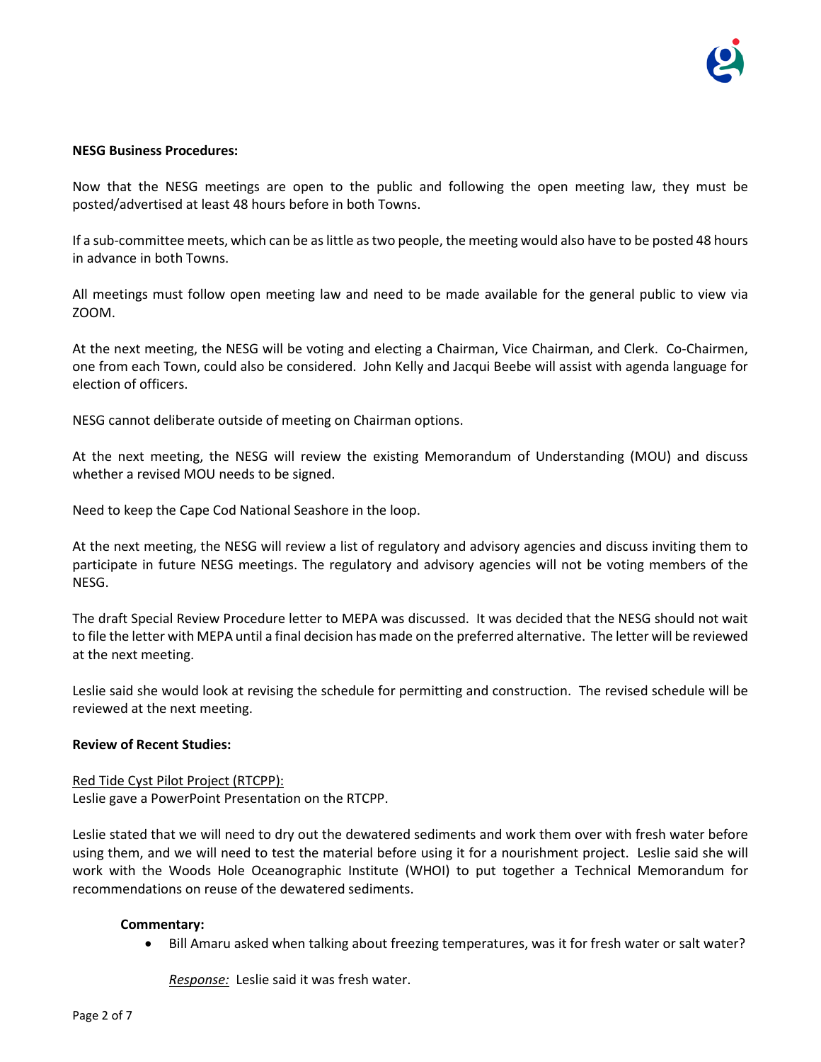**NESG Business Procedures:**

Now that the NESG meetings are open to the public and following the open meeting law, they must be posted/advertised at least 48 hours before in both Towns.

If a sub-committee meets, which can be as little as two people, the meeting would also have to be posted 48 hours in advance in both Towns.

All meetings must follow open meeting law and need to be made available for the general public to view via ZOOM.

At the next meeting, the NESG will be voting and electing a Chairman, Vice Chairman, and Clerk. Co-Chairmen, one from each Town, could also be considered. John Kelly and Jacqui Beebe will assist with agenda language for election of officers.

NESG cannot deliberate outside of meeting on Chairman options.

At the next meeting, the NESG will review the existing Memorandum of Understanding (MOU) and discuss whether a revised MOU needs to be signed.

Need to keep the Cape Cod National Seashore in the loop.

At the next meeting, the NESG will review a list of regulatory and advisory agencies and discuss inviting them to participate in future NESG meetings. The regulatory and advisory agencies will not be voting members of the NESG.

The draft Special Review Procedure letter to MEPA was discussed. It was decided that the NESG should not wait to file the letter with MEPA until a final decision has made on the preferred alternative. The letter will be reviewed at the next meeting.

Leslie said she would look at revising the schedule for permitting and construction. The revised schedule will be reviewed at the next meeting.

**Review of Recent Studies:**

<u>Red Tide Cyst Pilot Project (RTCPP):</u>
Leslie gave a PowerPoint Presentation on the RTCPP.

Leslie stated that we will need to dry out the dewatered sediments and work them over with fresh water before using them, and we will need to test the material before using it for a nourishment project. Leslie said she will work with the Woods Hole Oceanographic Institute (WHOI) to put together a Technical Memorandum for recommendations on reuse of the dewatered sediments.

**Commentary:**

- Bill Amaru asked when talking about freezing temperatures, was it for fresh water or salt water?

  *<u>Response:</u>* Leslie said it was fresh water.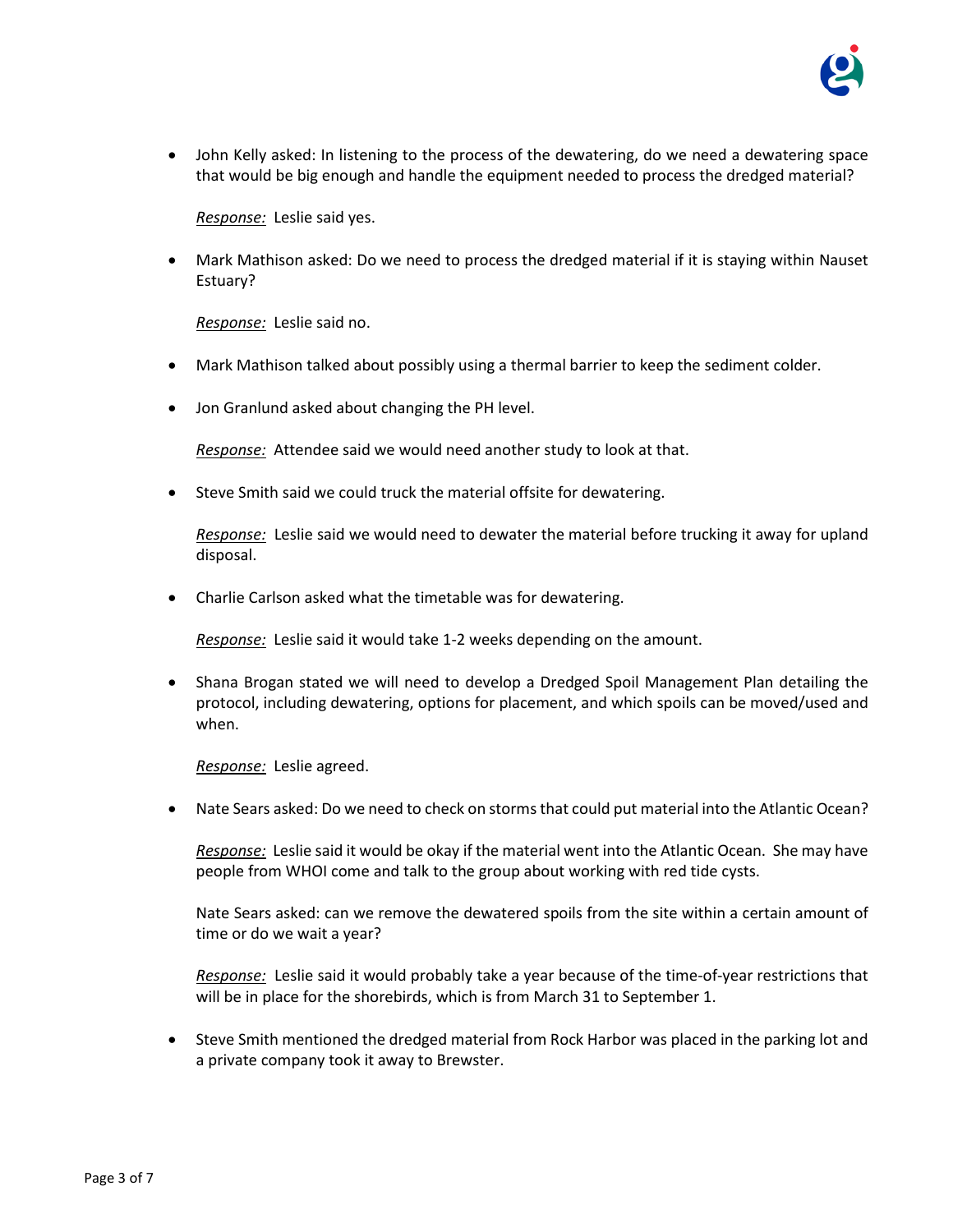- John Kelly asked: In listening to the process of the dewatering, do we need a dewatering space that would be big enough and handle the equipment needed to process the dredged material?

  *Response:* Leslie said yes.

- Mark Mathison asked: Do we need to process the dredged material if it is staying within Nauset Estuary?

  *Response:* Leslie said no.

- Mark Mathison talked about possibly using a thermal barrier to keep the sediment colder.

- Jon Granlund asked about changing the PH level.

  *Response:* Attendee said we would need another study to look at that.

- Steve Smith said we could truck the material offsite for dewatering.

  *Response:* Leslie said we would need to dewater the material before trucking it away for upland disposal.

- Charlie Carlson asked what the timetable was for dewatering.

  *Response:* Leslie said it would take 1-2 weeks depending on the amount.

- Shana Brogan stated we will need to develop a Dredged Spoil Management Plan detailing the protocol, including dewatering, options for placement, and which spoils can be moved/used and when.

  *Response:* Leslie agreed.

- Nate Sears asked: Do we need to check on storms that could put material into the Atlantic Ocean?

  *Response:* Leslie said it would be okay if the material went into the Atlantic Ocean. She may have people from WHOI come and talk to the group about working with red tide cysts.

  Nate Sears asked: can we remove the dewatered spoils from the site within a certain amount of time or do we wait a year?

  *Response:* Leslie said it would probably take a year because of the time-of-year restrictions that will be in place for the shorebirds, which is from March 31 to September 1.

- Steve Smith mentioned the dredged material from Rock Harbor was placed in the parking lot and a private company took it away to Brewster.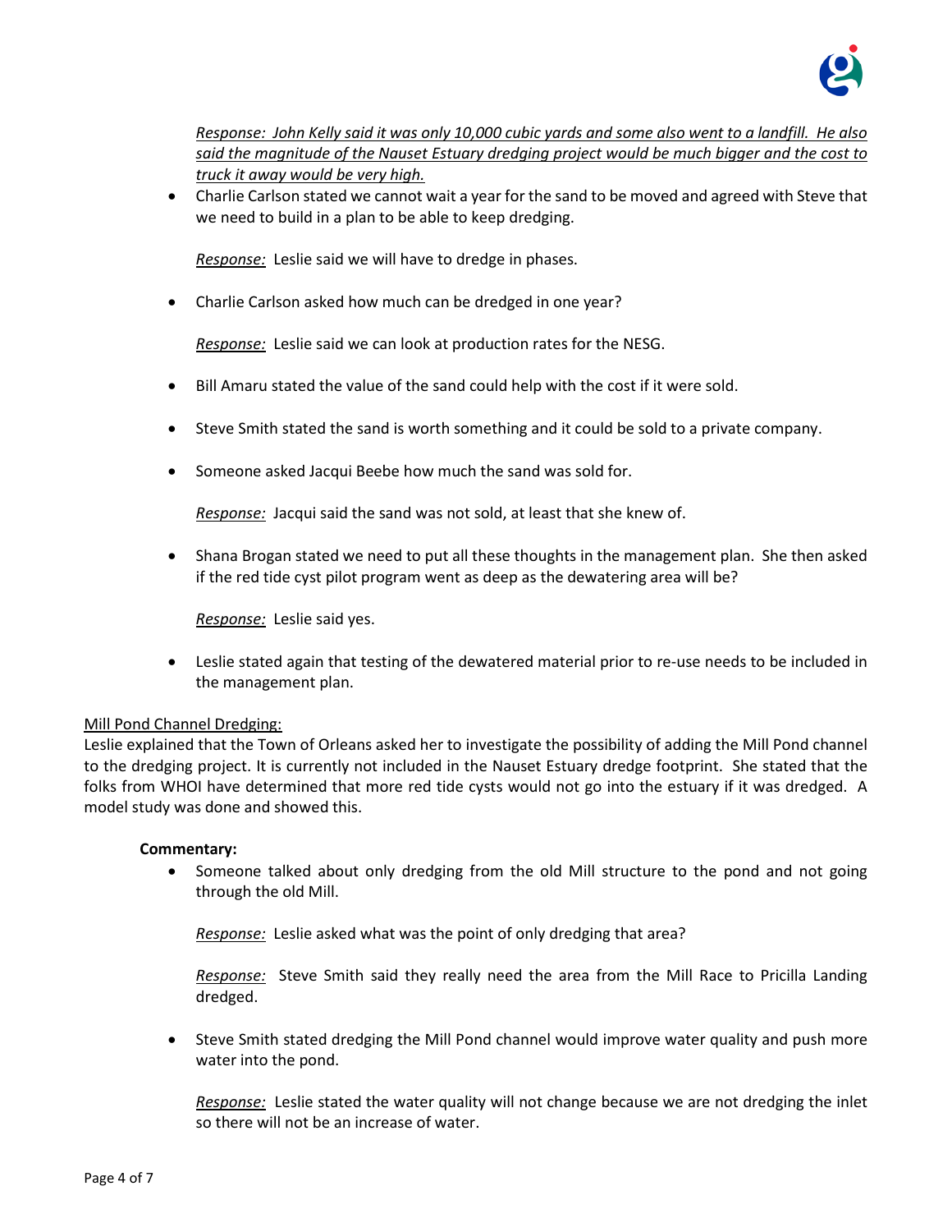*<u>Response: John Kelly said it was only 10,000 cubic yards and some also went to a landfill. He also said the magnitude of the Nauset Estuary dredging project would be much bigger and the cost to truck it away would be very high.</u>*

- Charlie Carlson stated we cannot wait a year for the sand to be moved and agreed with Steve that we need to build in a plan to be able to keep dredging.

  *<u>Response:</u>* Leslie said we will have to dredge in phases.

- Charlie Carlson asked how much can be dredged in one year?

  *<u>Response:</u>* Leslie said we can look at production rates for the NESG.

- Bill Amaru stated the value of the sand could help with the cost if it were sold.

- Steve Smith stated the sand is worth something and it could be sold to a private company.

- Someone asked Jacqui Beebe how much the sand was sold for.

  *<u>Response:</u>* Jacqui said the sand was not sold, at least that she knew of.

- Shana Brogan stated we need to put all these thoughts in the management plan. She then asked if the red tide cyst pilot program went as deep as the dewatering area will be?

  *<u>Response:</u>* Leslie said yes.

- Leslie stated again that testing of the dewatered material prior to re-use needs to be included in the management plan.

<u>Mill Pond Channel Dredging:</u>

Leslie explained that the Town of Orleans asked her to investigate the possibility of adding the Mill Pond channel to the dredging project. It is currently not included in the Nauset Estuary dredge footprint. She stated that the folks from WHOI have determined that more red tide cysts would not go into the estuary if it was dredged. A model study was done and showed this.

**Commentary:**

- Someone talked about only dredging from the old Mill structure to the pond and not going through the old Mill.

  *<u>Response:</u>* Leslie asked what was the point of only dredging that area?

  *<u>Response:</u>* Steve Smith said they really need the area from the Mill Race to Pricilla Landing dredged.

- Steve Smith stated dredging the Mill Pond channel would improve water quality and push more water into the pond.

  *<u>Response:</u>* Leslie stated the water quality will not change because we are not dredging the inlet so there will not be an increase of water.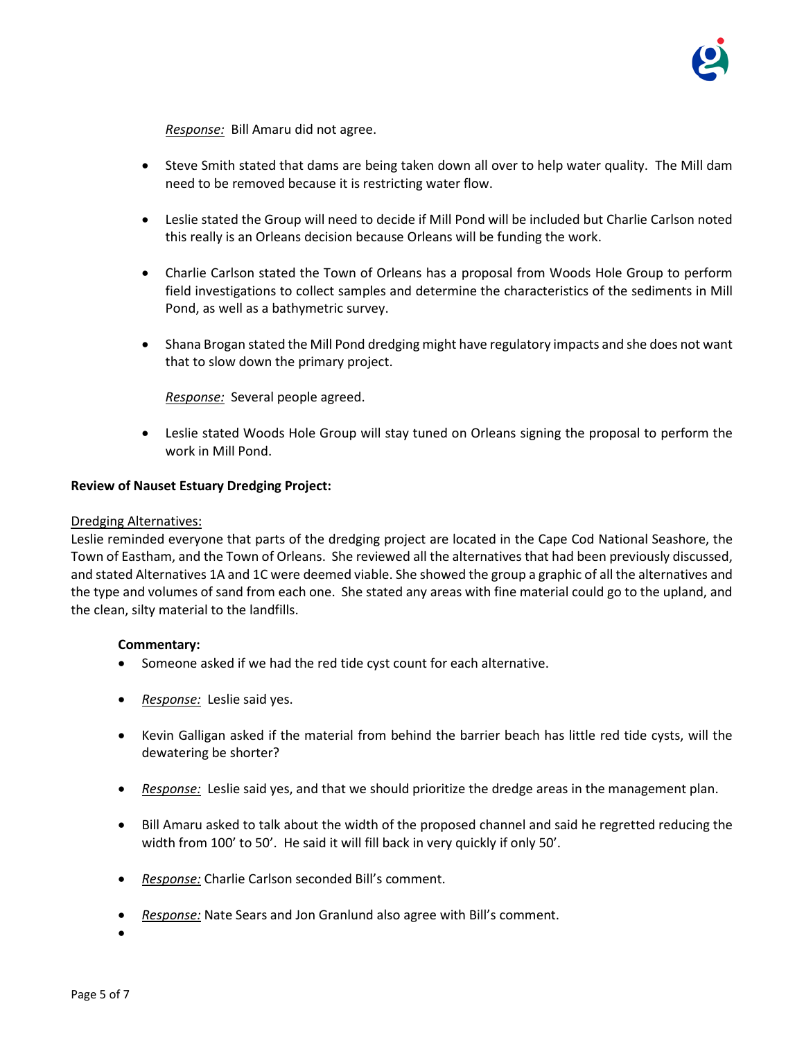*Response:* Bill Amaru did not agree.

- Steve Smith stated that dams are being taken down all over to help water quality. The Mill dam need to be removed because it is restricting water flow.

- Leslie stated the Group will need to decide if Mill Pond will be included but Charlie Carlson noted this really is an Orleans decision because Orleans will be funding the work.

- Charlie Carlson stated the Town of Orleans has a proposal from Woods Hole Group to perform field investigations to collect samples and determine the characteristics of the sediments in Mill Pond, as well as a bathymetric survey.

- Shana Brogan stated the Mill Pond dredging might have regulatory impacts and she does not want that to slow down the primary project.

  *Response:* Several people agreed.

- Leslie stated Woods Hole Group will stay tuned on Orleans signing the proposal to perform the work in Mill Pond.

**Review of Nauset Estuary Dredging Project:**

Dredging Alternatives:

Leslie reminded everyone that parts of the dredging project are located in the Cape Cod National Seashore, the Town of Eastham, and the Town of Orleans. She reviewed all the alternatives that had been previously discussed, and stated Alternatives 1A and 1C were deemed viable. She showed the group a graphic of all the alternatives and the type and volumes of sand from each one. She stated any areas with fine material could go to the upland, and the clean, silty material to the landfills.

**Commentary:**

- Someone asked if we had the red tide cyst count for each alternative.
- *Response:* Leslie said yes.
- Kevin Galligan asked if the material from behind the barrier beach has little red tide cysts, will the dewatering be shorter?
- *Response:* Leslie said yes, and that we should prioritize the dredge areas in the management plan.
- Bill Amaru asked to talk about the width of the proposed channel and said he regretted reducing the width from 100' to 50'. He said it will fill back in very quickly if only 50'.
- *Response:* Charlie Carlson seconded Bill's comment.
- *Response:* Nate Sears and Jon Granlund also agree with Bill's comment.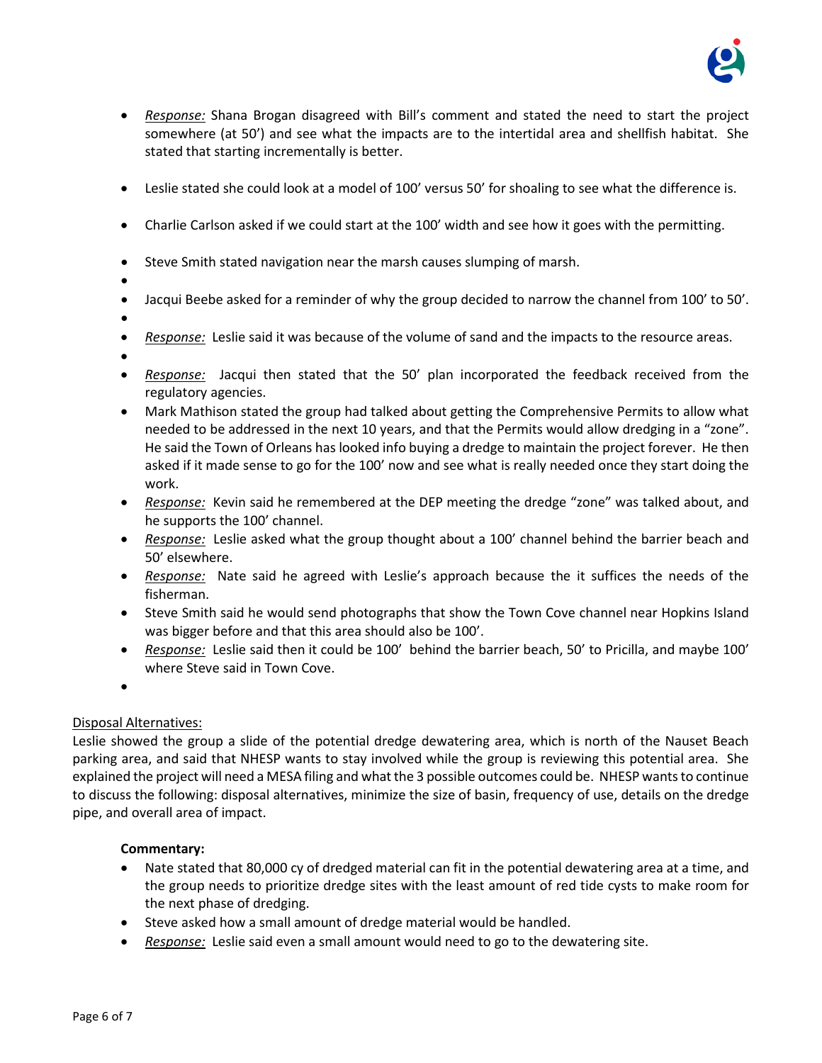- *Response:* Shana Brogan disagreed with Bill's comment and stated the need to start the project somewhere (at 50') and see what the impacts are to the intertidal area and shellfish habitat. She stated that starting incrementally is better.
- Leslie stated she could look at a model of 100' versus 50' for shoaling to see what the difference is.
- Charlie Carlson asked if we could start at the 100' width and see how it goes with the permitting.
- Steve Smith stated navigation near the marsh causes slumping of marsh.
- Jacqui Beebe asked for a reminder of why the group decided to narrow the channel from 100' to 50'.
- *Response:* Leslie said it was because of the volume of sand and the impacts to the resource areas.
- *Response:* Jacqui then stated that the 50' plan incorporated the feedback received from the regulatory agencies.
- Mark Mathison stated the group had talked about getting the Comprehensive Permits to allow what needed to be addressed in the next 10 years, and that the Permits would allow dredging in a "zone". He said the Town of Orleans has looked info buying a dredge to maintain the project forever. He then asked if it made sense to go for the 100' now and see what is really needed once they start doing the work.
- *Response:* Kevin said he remembered at the DEP meeting the dredge "zone" was talked about, and he supports the 100' channel.
- *Response:* Leslie asked what the group thought about a 100' channel behind the barrier beach and 50' elsewhere.
- *Response:* Nate said he agreed with Leslie's approach because the it suffices the needs of the fisherman.
- Steve Smith said he would send photographs that show the Town Cove channel near Hopkins Island was bigger before and that this area should also be 100'.
- *Response:* Leslie said then it could be 100' behind the barrier beach, 50' to Pricilla, and maybe 100' where Steve said in Town Cove.

<u>Disposal Alternatives:</u>

Leslie showed the group a slide of the potential dredge dewatering area, which is north of the Nauset Beach parking area, and said that NHESP wants to stay involved while the group is reviewing this potential area. She explained the project will need a MESA filing and what the 3 possible outcomes could be. NHESP wants to continue to discuss the following: disposal alternatives, minimize the size of basin, frequency of use, details on the dredge pipe, and overall area of impact.

**Commentary:**

- Nate stated that 80,000 cy of dredged material can fit in the potential dewatering area at a time, and the group needs to prioritize dredge sites with the least amount of red tide cysts to make room for the next phase of dredging.
- Steve asked how a small amount of dredge material would be handled.
- *Response:* Leslie said even a small amount would need to go to the dewatering site.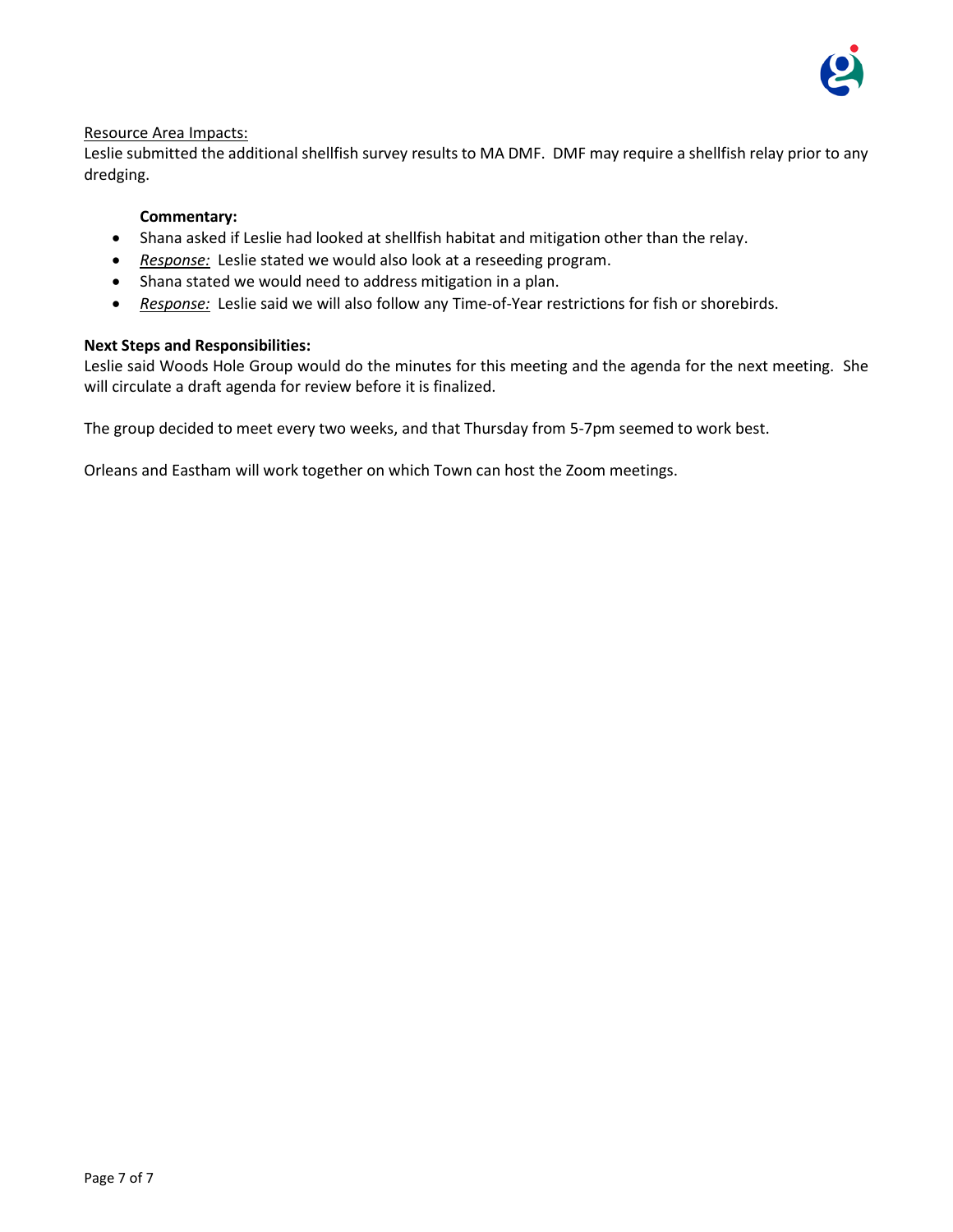<u>Resource Area Impacts:</u>
Leslie submitted the additional shellfish survey results to MA DMF. DMF may require a shellfish relay prior to any dredging.

**Commentary:**

- Shana asked if Leslie had looked at shellfish habitat and mitigation other than the relay.
- <u>*Response:*</u> Leslie stated we would also look at a reseeding program.
- Shana stated we would need to address mitigation in a plan.
- <u>*Response:*</u> Leslie said we will also follow any Time-of-Year restrictions for fish or shorebirds.

**Next Steps and Responsibilities:**
Leslie said Woods Hole Group would do the minutes for this meeting and the agenda for the next meeting. She will circulate a draft agenda for review before it is finalized.

The group decided to meet every two weeks, and that Thursday from 5-7pm seemed to work best.

Orleans and Eastham will work together on which Town can host the Zoom meetings.